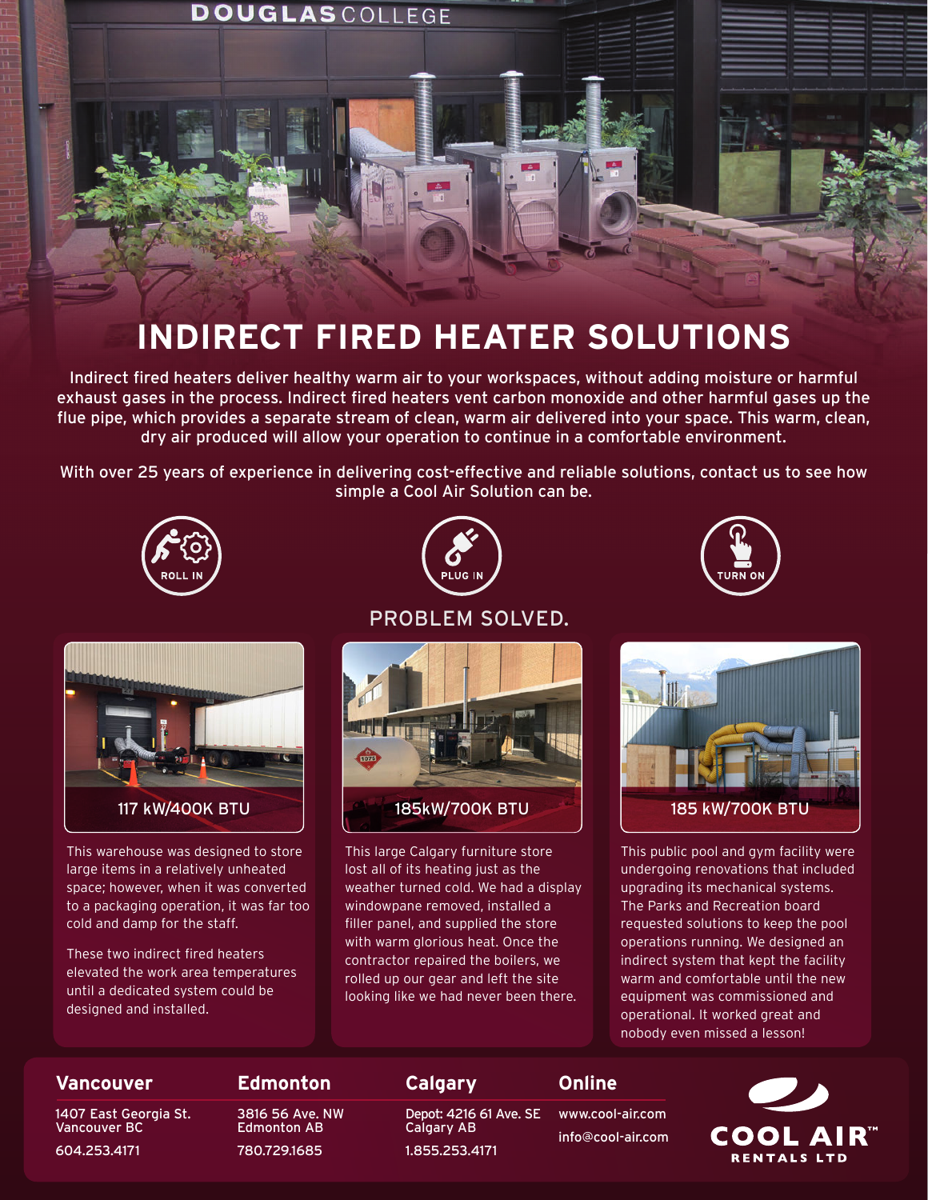# INDIRECT FIRED HEATER SOLUTIONS

Indirect fired heaters deliver healthy warm air to your workspaces, without adding moisture or harmful exhaust gases in the process. Indirect fired heaters vent carbon monoxide and other harmful gases up the flue pipe, which provides a separate stream of clean, warm air delivered into your space. This warm, clean, dry air produced will allow your operation to continue in a comfortable environment.

With over 25 years of experience in delivering cost-effective and reliable solutions, contact us to see how simple a Cool Air Solution can be.

ROLL IN

PLUG IN

TURN ON

PROBLEM SOLVED.

### 117 kW/400K BTU

This warehouse was designed to store large items in a relatively unheated space; however, when it was converted to a packaging operation, it was far too cold and damp for the staff.

These two indirect fired heaters elevated the work area temperatures until a dedicated system could be designed and installed.

### 185kW/700K BTU

This large Calgary furniture store lost all of its heating just as the weather turned cold. We had a display windowpane removed, installed a filler panel, and supplied the store with warm glorious heat. Once the contractor repaired the boilers, we rolled up our gear and left the site looking like we had never been there.

### 185 kW/700K BTU

This public pool and gym facility were undergoing renovations that included upgrading its mechanical systems. The Parks and Recreation board requested solutions to keep the pool operations running. We designed an indirect system that kept the facility warm and comfortable until the new equipment was commissioned and operational. It worked great and nobody even missed a lesson!

**Vancouver**
1407 East Georgia St.
Vancouver BC
604.253.4171

**Edmonton**
3816 56 Ave. NW
Edmonton AB
780.729.1685

**Calgary**
Depot: 4216 61 Ave. SE
Calgary AB
1.855.253.4171

**Online**
www.cool-air.com
info@cool-air.com

COOL AIR™ RENTALS LTD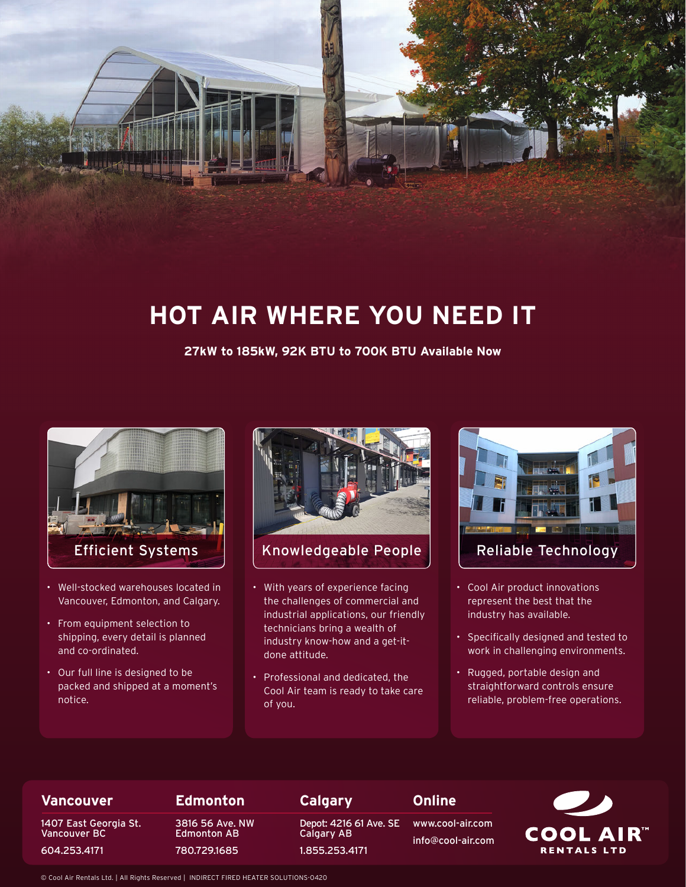# HOT AIR WHERE YOU NEED IT

**27kW to 185kW, 92K BTU to 700K BTU Available Now**

## Efficient Systems

- Well-stocked warehouses located in Vancouver, Edmonton, and Calgary.
- From equipment selection to shipping, every detail is planned and co-ordinated.
- Our full line is designed to be packed and shipped at a moment's notice.

## Knowledgeable People

- With years of experience facing the challenges of commercial and industrial applications, our friendly technicians bring a wealth of industry know-how and a get-it-done attitude.
- Professional and dedicated, the Cool Air team is ready to take care of you.

## Reliable Technology

- Cool Air product innovations represent the best that the industry has available.
- Specifically designed and tested to work in challenging environments.
- Rugged, portable design and straightforward controls ensure reliable, problem-free operations.

### Vancouver

1407 East Georgia St.
Vancouver BC

604.253.4171

### Edmonton

3816 56 Ave. NW
Edmonton AB

780.729.1685

### Calgary

Depot: 4216 61 Ave. SE
Calgary AB

1.855.253.4171

### Online

www.cool-air.com

info@cool-air.com

COOL AIR™ RENTALS LTD

© Cool Air Rentals Ltd. | All Rights Reserved | INDIRECT FIRED HEATER SOLUTIONS-0420